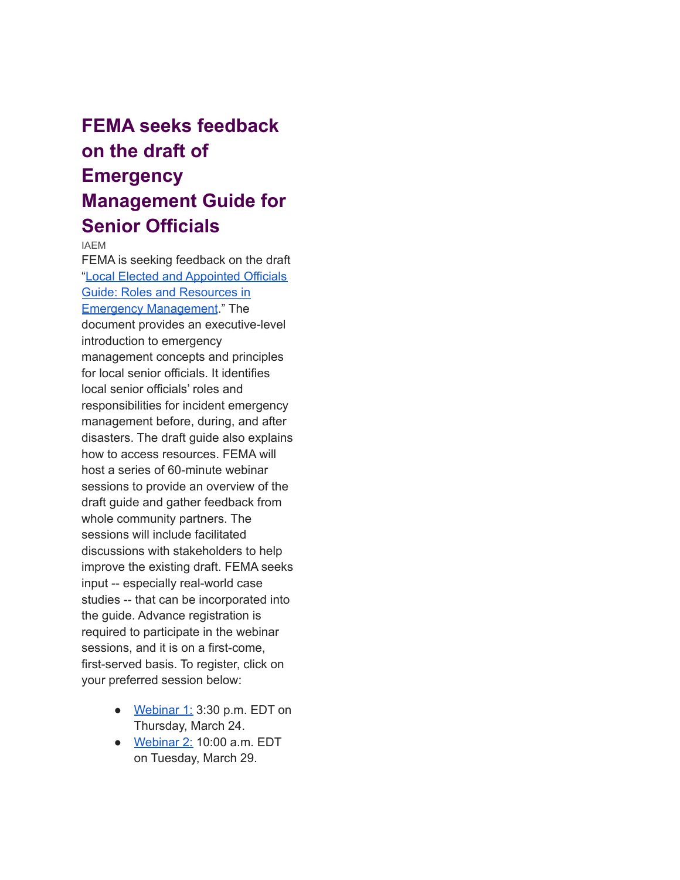# FEMA seeks feedback on the draft of Emergency Management Guide for Senior Officials

IAEM

FEMA is seeking feedback on the draft "Local Elected and Appointed Officials Guide: Roles and Resources in Emergency Management." The document provides an executive-level introduction to emergency management concepts and principles for local senior officials. It identifies local senior officials' roles and responsibilities for incident emergency management before, during, and after disasters. The draft guide also explains how to access resources. FEMA will host a series of 60-minute webinar sessions to provide an overview of the draft guide and gather feedback from whole community partners. The sessions will include facilitated discussions with stakeholders to help improve the existing draft. FEMA seeks input -- especially real-world case studies -- that can be incorporated into the guide. Advance registration is required to participate in the webinar sessions, and it is on a first-come, first-served basis. To register, click on your preferred session below:

- Webinar 1: 3:30 p.m. EDT on Thursday, March 24.
- Webinar 2: 10:00 a.m. EDT on Tuesday, March 29.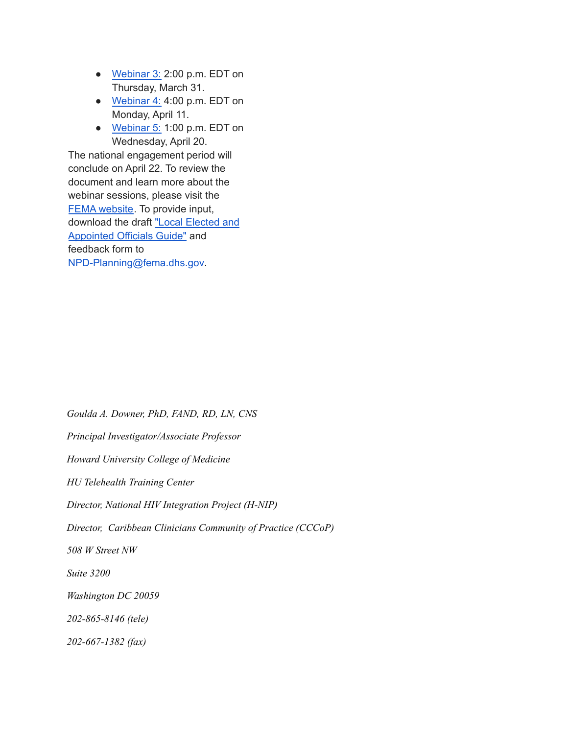- Webinar 3: 2:00 p.m. EDT on Thursday, March 31.
- Webinar 4: 4:00 p.m. EDT on Monday, April 11.
- Webinar 5: 1:00 p.m. EDT on Wednesday, April 20.

The national engagement period will conclude on April 22. To review the document and learn more about the webinar sessions, please visit the FEMA website. To provide input, download the draft "Local Elected and Appointed Officials Guide" and feedback form to NPD-Planning@fema.dhs.gov.

*Goulda A. Downer, PhD, FAND, RD, LN, CNS*

*Principal Investigator/Associate Professor*

*Howard University College of Medicine*

*HU Telehealth Training Center*

*Director, National HIV Integration Project (H-NIP)*

*Director, Caribbean Clinicians Community of Practice (CCCoP)*

*508 W Street NW*

*Suite 3200*

*Washington DC 20059*

*202-865-8146 (tele)*

*202-667-1382 (fax)*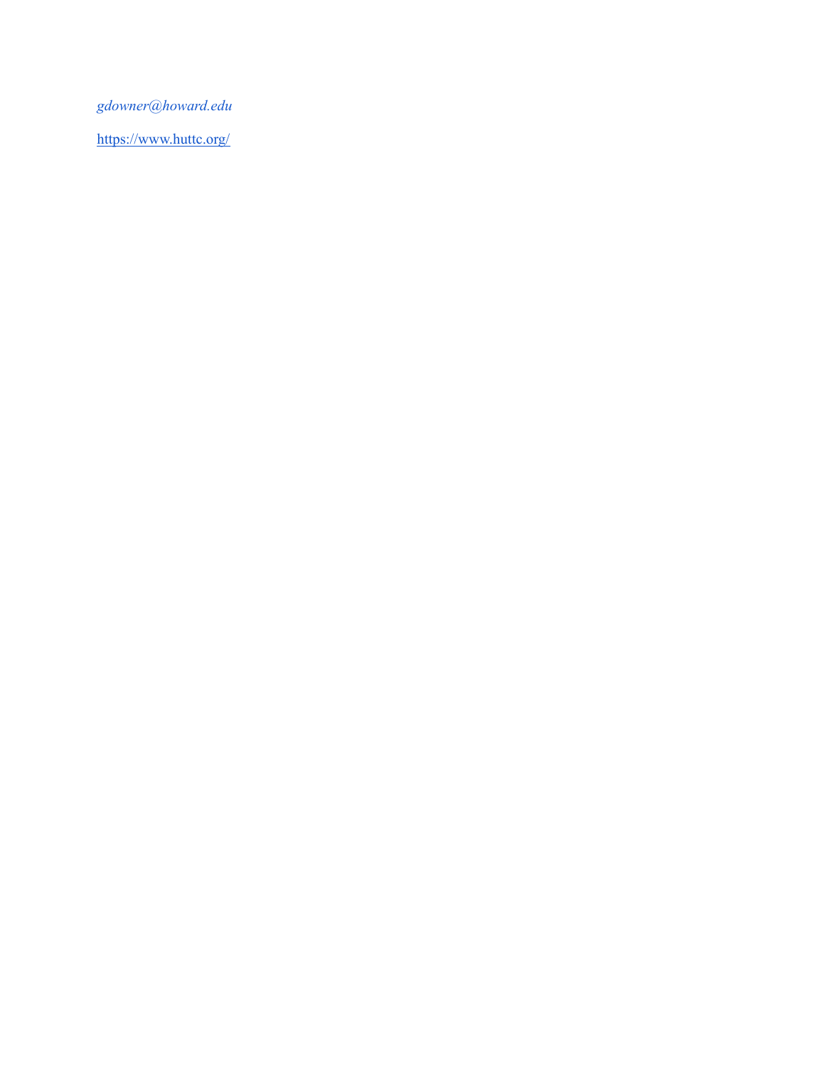*gdowner@howard.edu*

https://www.huttc.org/